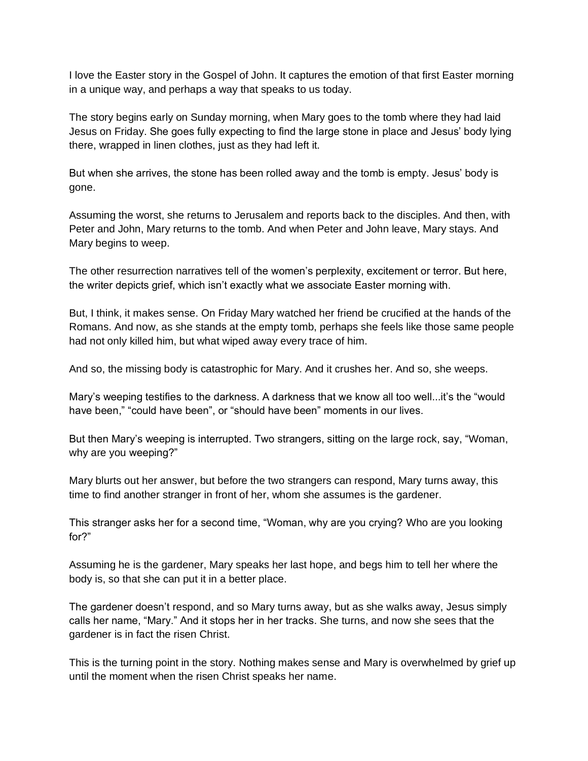I love the Easter story in the Gospel of John. It captures the emotion of that first Easter morning in a unique way, and perhaps a way that speaks to us today.

The story begins early on Sunday morning, when Mary goes to the tomb where they had laid Jesus on Friday. She goes fully expecting to find the large stone in place and Jesus' body lying there, wrapped in linen clothes, just as they had left it.

But when she arrives, the stone has been rolled away and the tomb is empty. Jesus' body is gone.

Assuming the worst, she returns to Jerusalem and reports back to the disciples. And then, with Peter and John, Mary returns to the tomb. And when Peter and John leave, Mary stays. And Mary begins to weep.

The other resurrection narratives tell of the women's perplexity, excitement or terror. But here, the writer depicts grief, which isn't exactly what we associate Easter morning with.

But, I think, it makes sense. On Friday Mary watched her friend be crucified at the hands of the Romans. And now, as she stands at the empty tomb, perhaps she feels like those same people had not only killed him, but what wiped away every trace of him.

And so, the missing body is catastrophic for Mary. And it crushes her. And so, she weeps.

Mary's weeping testifies to the darkness. A darkness that we know all too well...it's the "would have been," "could have been", or "should have been" moments in our lives.

But then Mary's weeping is interrupted. Two strangers, sitting on the large rock, say, "Woman, why are you weeping?"

Mary blurts out her answer, but before the two strangers can respond, Mary turns away, this time to find another stranger in front of her, whom she assumes is the gardener.

This stranger asks her for a second time, "Woman, why are you crying? Who are you looking for?"

Assuming he is the gardener, Mary speaks her last hope, and begs him to tell her where the body is, so that she can put it in a better place.

The gardener doesn't respond, and so Mary turns away, but as she walks away, Jesus simply calls her name, "Mary." And it stops her in her tracks. She turns, and now she sees that the gardener is in fact the risen Christ.

This is the turning point in the story. Nothing makes sense and Mary is overwhelmed by grief up until the moment when the risen Christ speaks her name.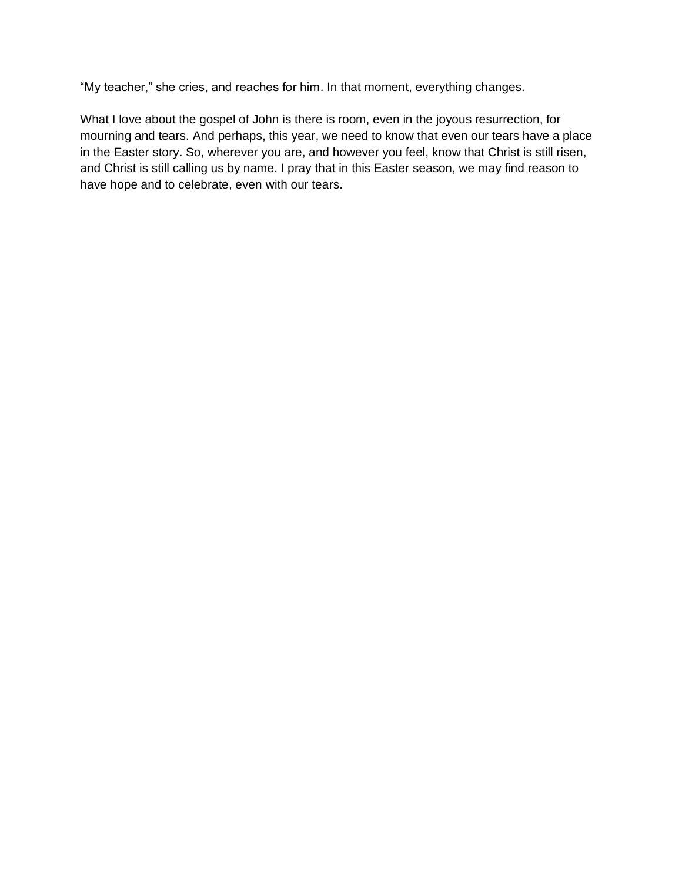"My teacher," she cries, and reaches for him. In that moment, everything changes.

What I love about the gospel of John is there is room, even in the joyous resurrection, for mourning and tears. And perhaps, this year, we need to know that even our tears have a place in the Easter story. So, wherever you are, and however you feel, know that Christ is still risen, and Christ is still calling us by name. I pray that in this Easter season, we may find reason to have hope and to celebrate, even with our tears.